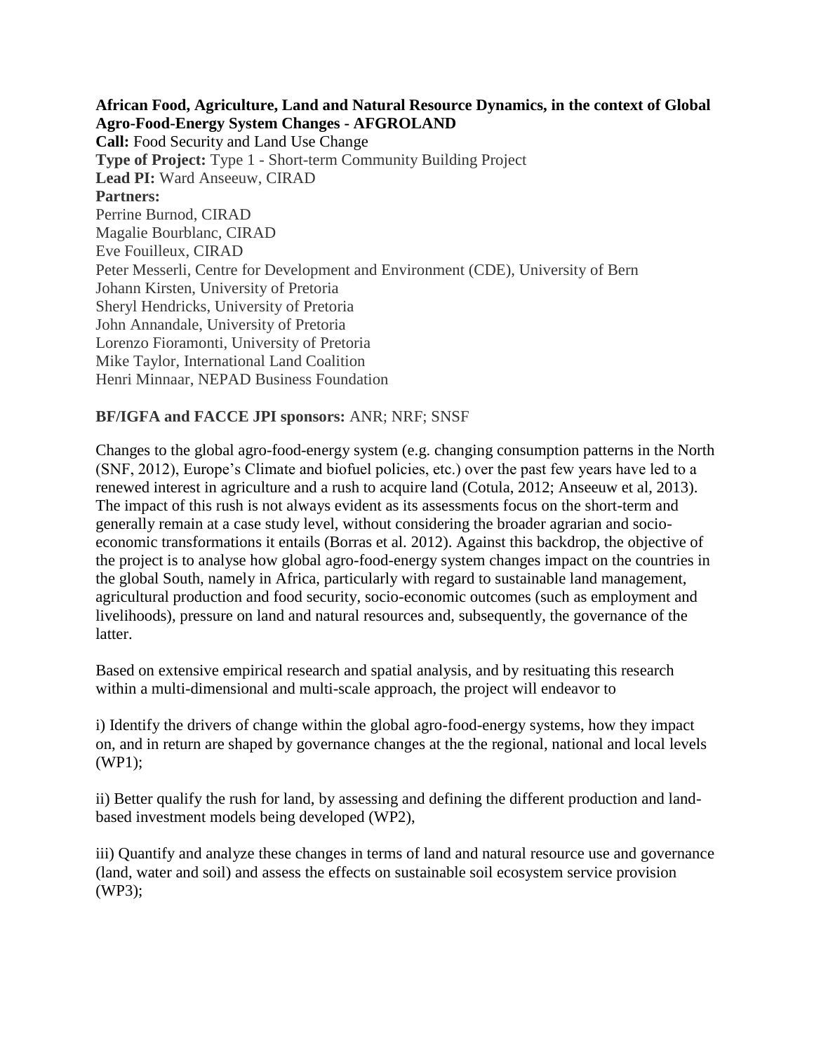**African Food, Agriculture, Land and Natural Resource Dynamics, in the context of Global Agro-Food-Energy System Changes - AFGROLAND**

**Call:** Food Security and Land Use Change
**Type of Project:** Type 1 - Short-term Community Building Project
**Lead PI:** Ward Anseeuw, CIRAD
**Partners:**
Perrine Burnod, CIRAD
Magalie Bourblanc, CIRAD
Eve Fouilleux, CIRAD
Peter Messerli, Centre for Development and Environment (CDE), University of Bern
Johann Kirsten, University of Pretoria
Sheryl Hendricks, University of Pretoria
John Annandale, University of Pretoria
Lorenzo Fioramonti, University of Pretoria
Mike Taylor, International Land Coalition
Henri Minnaar, NEPAD Business Foundation

**BF/IGFA and FACCE JPI sponsors:** ANR; NRF; SNSF

Changes to the global agro-food-energy system (e.g. changing consumption patterns in the North (SNF, 2012), Europe's Climate and biofuel policies, etc.) over the past few years have led to a renewed interest in agriculture and a rush to acquire land (Cotula, 2012; Anseeuw et al, 2013). The impact of this rush is not always evident as its assessments focus on the short-term and generally remain at a case study level, without considering the broader agrarian and socio-economic transformations it entails (Borras et al. 2012). Against this backdrop, the objective of the project is to analyse how global agro-food-energy system changes impact on the countries in the global South, namely in Africa, particularly with regard to sustainable land management, agricultural production and food security, socio-economic outcomes (such as employment and livelihoods), pressure on land and natural resources and, subsequently, the governance of the latter.

Based on extensive empirical research and spatial analysis, and by resituating this research within a multi-dimensional and multi-scale approach, the project will endeavor to

i) Identify the drivers of change within the global agro-food-energy systems, how they impact on, and in return are shaped by governance changes at the the regional, national and local levels (WP1);

ii) Better qualify the rush for land, by assessing and defining the different production and land-based investment models being developed (WP2),

iii) Quantify and analyze these changes in terms of land and natural resource use and governance (land, water and soil) and assess the effects on sustainable soil ecosystem service provision (WP3);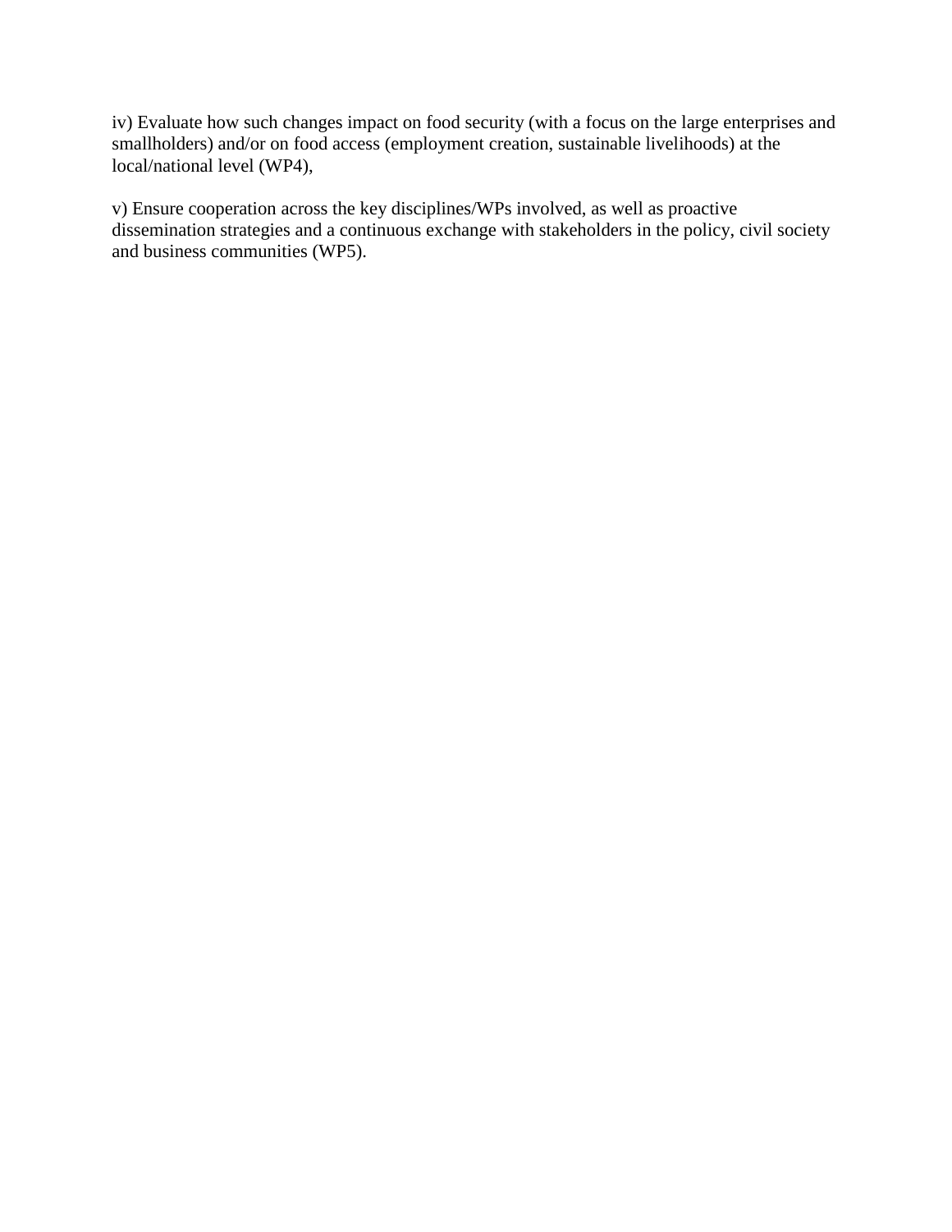iv) Evaluate how such changes impact on food security (with a focus on the large enterprises and smallholders) and/or on food access (employment creation, sustainable livelihoods) at the local/national level (WP4),

v) Ensure cooperation across the key disciplines/WPs involved, as well as proactive dissemination strategies and a continuous exchange with stakeholders in the policy, civil society and business communities (WP5).